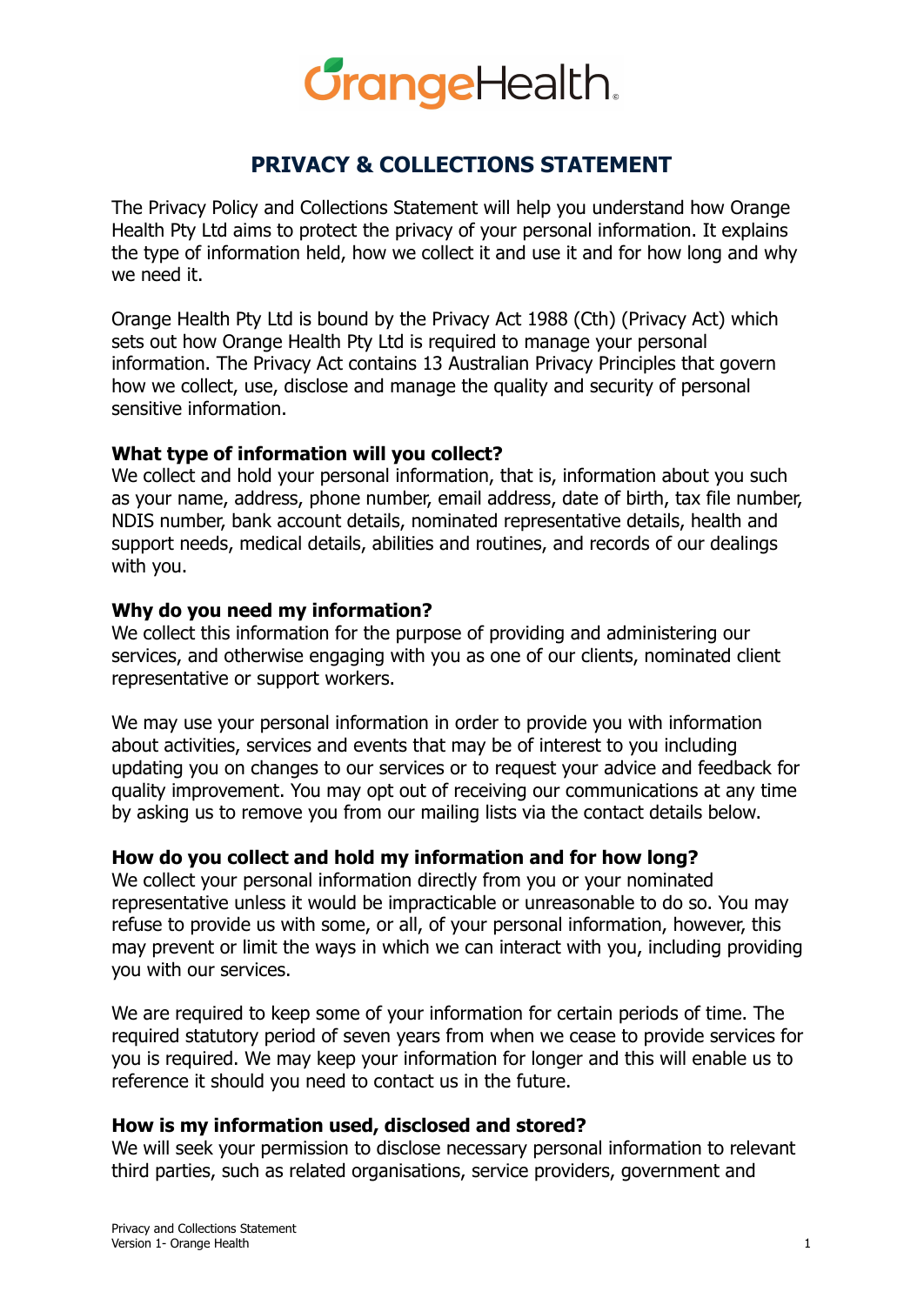# PRIVACY & COLLECTIONS STATEMENT

The Privacy Policy and Collections Statement will help you understand how Orange Health Pty Ltd aims to protect the privacy of your personal information. It explains the type of information held, how we collect it and use it and for how long and why we need it.

Orange Health Pty Ltd is bound by the Privacy Act 1988 (Cth) (Privacy Act) which sets out how Orange Health Pty Ltd is required to manage your personal information. The Privacy Act contains 13 Australian Privacy Principles that govern how we collect, use, disclose and manage the quality and security of personal sensitive information.

**What type of information will you collect?**

We collect and hold your personal information, that is, information about you such as your name, address, phone number, email address, date of birth, tax file number, NDIS number, bank account details, nominated representative details, health and support needs, medical details, abilities and routines, and records of our dealings with you.

**Why do you need my information?**

We collect this information for the purpose of providing and administering our services, and otherwise engaging with you as one of our clients, nominated client representative or support workers.

We may use your personal information in order to provide you with information about activities, services and events that may be of interest to you including updating you on changes to our services or to request your advice and feedback for quality improvement. You may opt out of receiving our communications at any time by asking us to remove you from our mailing lists via the contact details below.

**How do you collect and hold my information and for how long?**

We collect your personal information directly from you or your nominated representative unless it would be impracticable or unreasonable to do so. You may refuse to provide us with some, or all, of your personal information, however, this may prevent or limit the ways in which we can interact with you, including providing you with our services.

We are required to keep some of your information for certain periods of time. The required statutory period of seven years from when we cease to provide services for you is required. We may keep your information for longer and this will enable us to reference it should you need to contact us in the future.

**How is my information used, disclosed and stored?**

We will seek your permission to disclose necessary personal information to relevant third parties, such as related organisations, service providers, government and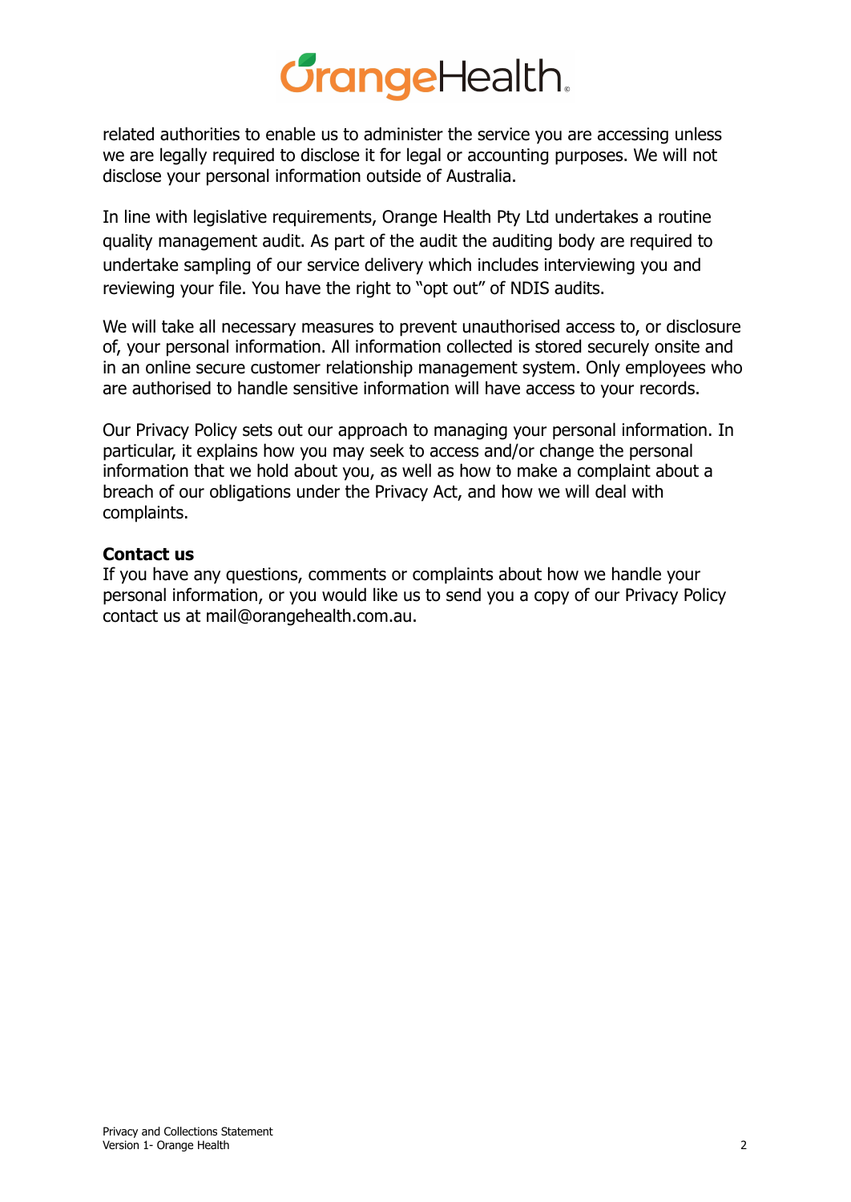related authorities to enable us to administer the service you are accessing unless we are legally required to disclose it for legal or accounting purposes. We will not disclose your personal information outside of Australia.

In line with legislative requirements, Orange Health Pty Ltd undertakes a routine quality management audit. As part of the audit the auditing body are required to undertake sampling of our service delivery which includes interviewing you and reviewing your file. You have the right to "opt out" of NDIS audits.

We will take all necessary measures to prevent unauthorised access to, or disclosure of, your personal information. All information collected is stored securely onsite and in an online secure customer relationship management system. Only employees who are authorised to handle sensitive information will have access to your records.

Our Privacy Policy sets out our approach to managing your personal information. In particular, it explains how you may seek to access and/or change the personal information that we hold about you, as well as how to make a complaint about a breach of our obligations under the Privacy Act, and how we will deal with complaints.

**Contact us**

If you have any questions, comments or complaints about how we handle your personal information, or you would like us to send you a copy of our Privacy Policy contact us at mail@orangehealth.com.au.